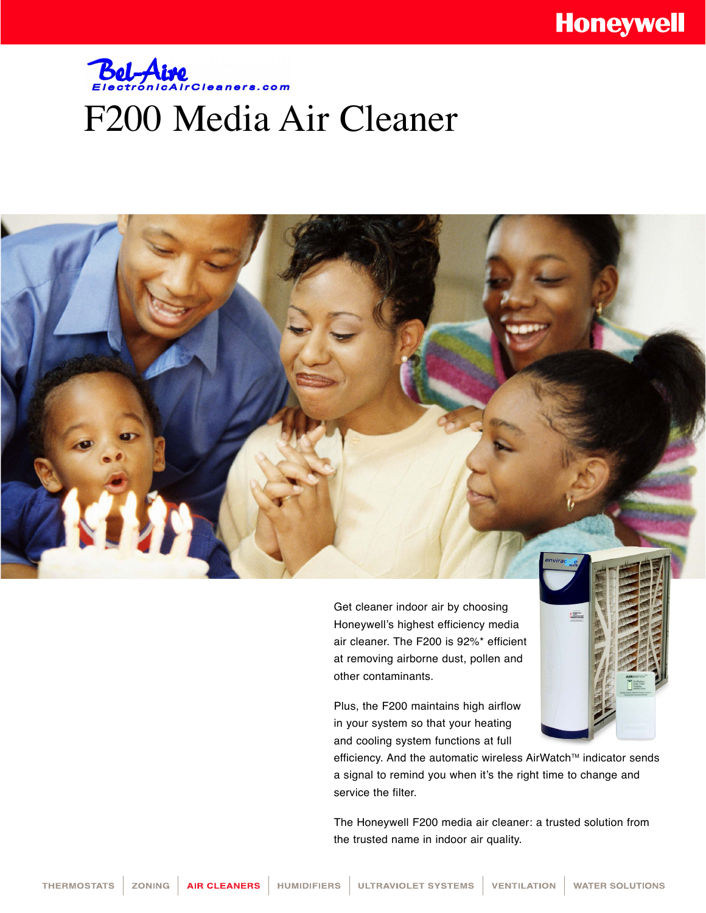Honeywell

Bel-Aire
ElectronicAirCleaners.com

# F200 Media Air Cleaner

Get cleaner indoor air by choosing Honeywell's highest efficiency media air cleaner. The F200 is 92%* efficient at removing airborne dust, pollen and other contaminants.

Plus, the F200 maintains high airflow in your system so that your heating and cooling system functions at full efficiency. And the automatic wireless AirWatch™ indicator sends a signal to remind you when it's the right time to change and service the filter.

The Honeywell F200 media air cleaner: a trusted solution from the trusted name in indoor air quality.

THERMOSTATS | ZONING | **AIR CLEANERS** | HUMIDIFIERS | ULTRAVIOLET SYSTEMS | VENTILATION | WATER SOLUTIONS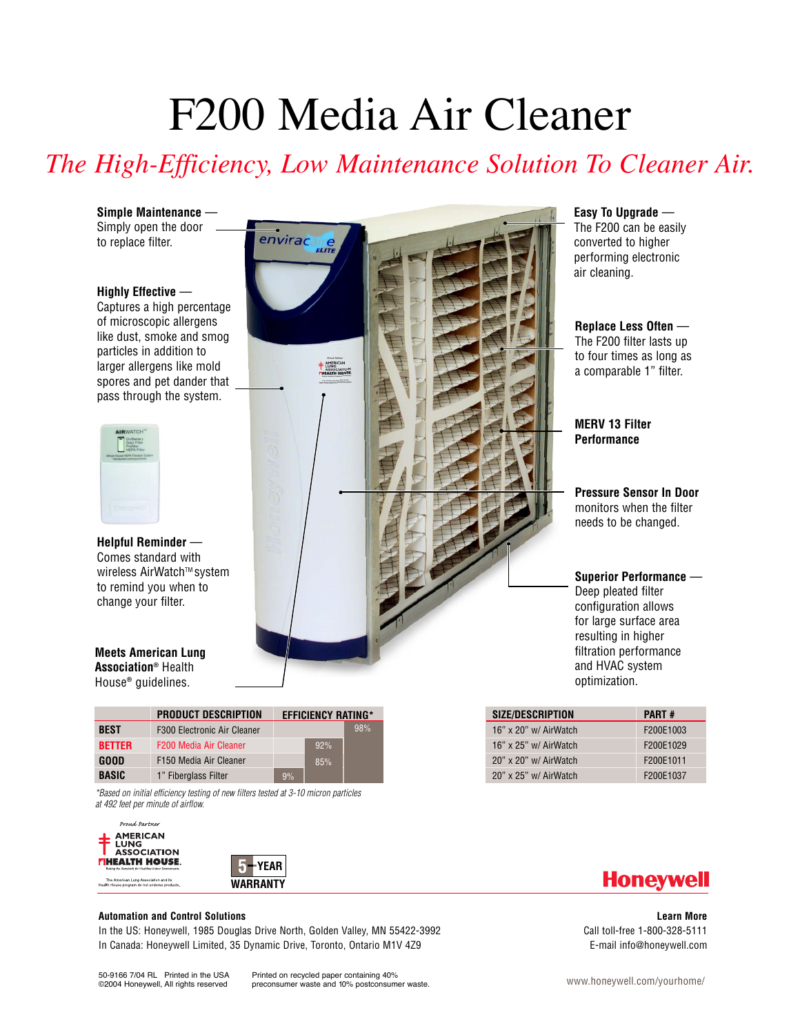# F200 Media Air Cleaner

*The High-Efficiency, Low Maintenance Solution To Cleaner Air.*

**Simple Maintenance** — Simply open the door to replace filter.

**Highly Effective** — Captures a high percentage of microscopic allergens like dust, smoke and smog particles in addition to larger allergens like mold spores and pet dander that pass through the system.

**Helpful Reminder** — Comes standard with wireless AirWatch™ system to remind you when to change your filter.

**Meets American Lung Association® Health House® guidelines.**

**Easy To Upgrade** — The F200 can be easily converted to higher performing electronic air cleaning.

**Replace Less Often** — The F200 filter lasts up to four times as long as a comparable 1" filter.

**MERV 13 Filter Performance**

**Pressure Sensor In Door** monitors when the filter needs to be changed.

**Superior Performance** — Deep pleated filter configuration allows for large surface area resulting in higher filtration performance and HVAC system optimization.

| | PRODUCT DESCRIPTION | EFFICIENCY RATING* |
|---|---|---|
| BEST | F300 Electronic Air Cleaner | 98% |
| BETTER | F200 Media Air Cleaner | 92% |
| GOOD | F150 Media Air Cleaner | 85% |
| BASIC | 1" Fiberglass Filter | 9% |

*Based on initial efficiency testing of new filters tested at 3-10 micron particles at 492 feet per minute of airflow.*

| SIZE/DESCRIPTION | PART # |
|---|---|
| 16" x 20" w/ AirWatch | F200E1003 |
| 16" x 25" w/ AirWatch | F200E1029 |
| 20" x 20" w/ AirWatch | F200E1011 |
| 20" x 25" w/ AirWatch | F200E1037 |

Proud Partner
AMERICAN LUNG ASSOCIATION HEALTH HOUSE.
The American Lung Association and its Health House program do not endorse products.

5-YEAR WARRANTY

Honeywell

**Automation and Control Solutions**
In the US: Honeywell, 1985 Douglas Drive North, Golden Valley, MN 55422-3992
In Canada: Honeywell Limited, 35 Dynamic Drive, Toronto, Ontario M1V 4Z9

**Learn More**
Call toll-free 1-800-328-5111
E-mail info@honeywell.com

50-9166 7/04 RL Printed in the USA
©2004 Honeywell, All rights reserved

Printed on recycled paper containing 40% preconsumer waste and 10% postconsumer waste.

www.honeywell.com/yourhome/